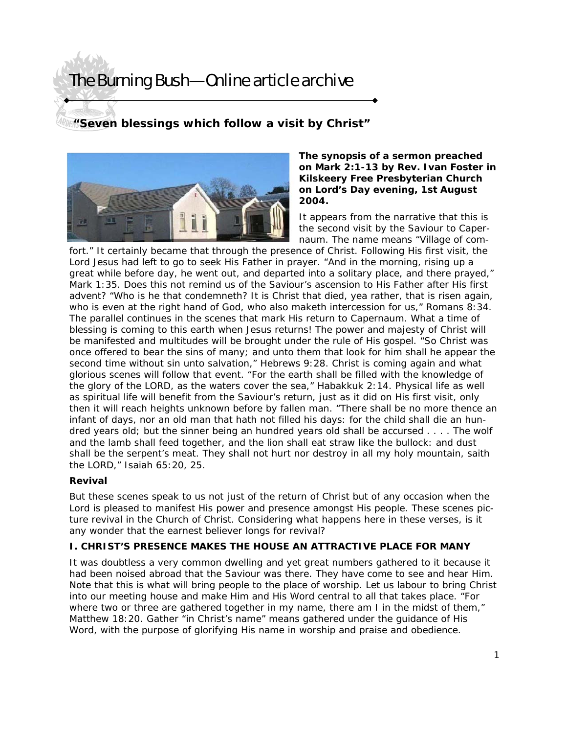# The Burning Bush—Online article archive

## "Seven blessings which follow a visit by Christ"

**The synopsis of a sermon preached on Mark 2:1-13 by Rev. Ivan Foster in Kilskeery Free Presbyterian Church on Lord's Day evening, 1st August 2004.**

*It appears from the narrative that this is the second visit by the Saviour to Capernaum. The name means "Village of comfort." It certainly became that through the presence of Christ. Following His first visit, the Lord Jesus had left to go to seek His Father in prayer. "And in the morning, rising up a great while before day, he went out, and departed into a solitary place, and there prayed," Mark 1:35. Does this not remind us of the Saviour's ascension to His Father after His first advent? "Who is he that condemneth? It is Christ that died, yea rather, that is risen again, who is even at the right hand of God, who also maketh intercession for us," Romans 8:34. The parallel continues in the scenes that mark His return to Capernaum. What a time of blessing is coming to this earth when Jesus returns! The power and majesty of Christ will be manifested and multitudes will be brought under the rule of His gospel. "So Christ was once offered to bear the sins of many; and unto them that look for him shall he appear the second time without sin unto salvation," Hebrews 9:28. Christ is coming again and what glorious scenes will follow that event. "For the earth shall be filled with the knowledge of the glory of the LORD, as the waters cover the sea," Habakkuk 2:14. Physical life as well as spiritual life will benefit from the Saviour's return, just as it did on His first visit, only then it will reach heights unknown before by fallen man. "There shall be no more thence an infant of days, nor an old man that hath not filled his days: for the child shall die an hundred years old; but the sinner being an hundred years old shall be accursed . . . . The wolf and the lamb shall feed together, and the lion shall eat straw like the bullock: and dust shall be the serpent's meat. They shall not hurt nor destroy in all my holy mountain, saith the LORD," Isaiah 65:20, 25.*

### Revival

*But these scenes speak to us not just of the return of Christ but of any occasion when the Lord is pleased to manifest His power and presence amongst His people. These scenes picture revival in the Church of Christ. Considering what happens here in these verses, is it any wonder that the earnest believer longs for revival?*

### I. CHRIST'S PRESENCE MAKES THE HOUSE AN ATTRACTIVE PLACE FOR MANY

*It was doubtless a very common dwelling and yet great numbers gathered to it because it had been noised abroad that the Saviour was there. They have come to see and hear Him. Note that this is what will bring people to the place of worship. Let us labour to bring Christ into our meeting house and make Him and His Word central to all that takes place. "For where two or three are gathered together in my name, there am I in the midst of them," Matthew 18:20. Gather "in Christ's name" means gathered under the guidance of His Word, with the purpose of glorifying His name in worship and praise and obedience.*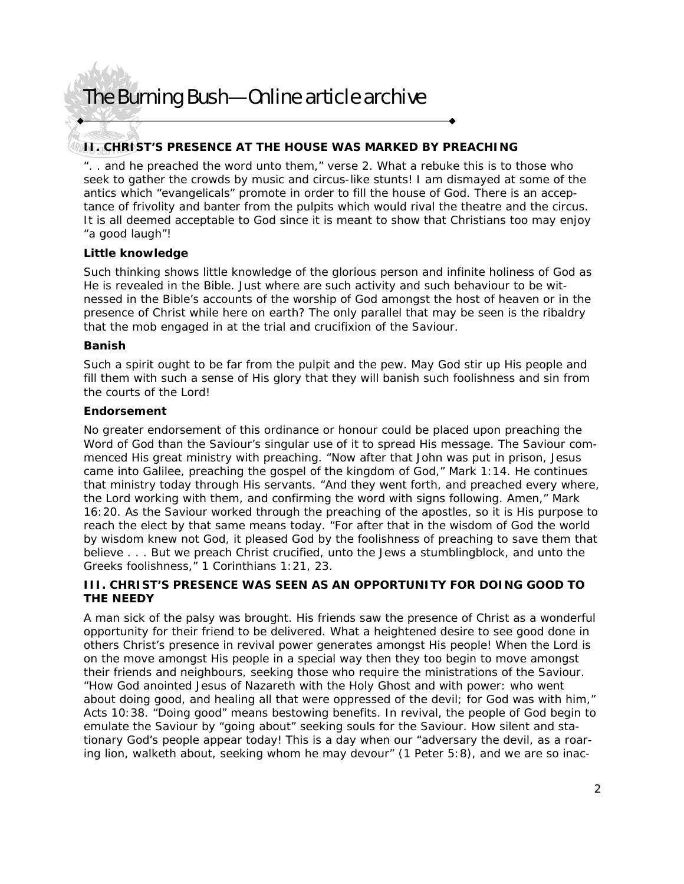## II. CHRIST'S PRESENCE AT THE HOUSE WAS MARKED BY PREACHING

". . and he preached the word unto them," verse 2. What a rebuke this is to those who seek to gather the crowds by music and circus-like stunts! I am dismayed at some of the antics which "evangelicals" promote in order to fill the house of God. There is an acceptance of frivolity and banter from the pulpits which would rival the theatre and the circus. It is all deemed acceptable to God since it is meant to show that Christians too may enjoy "a good laugh"!

### Little knowledge

Such thinking shows little knowledge of the glorious person and infinite holiness of God as He is revealed in the Bible. Just where are such activity and such behaviour to be witnessed in the Bible's accounts of the worship of God amongst the host of heaven or in the presence of Christ while here on earth? The only parallel that may be seen is the ribaldry that the mob engaged in at the trial and crucifixion of the Saviour.

### Banish

Such a spirit ought to be far from the pulpit and the pew. May God stir up His people and fill them with such a sense of His glory that they will banish such foolishness and sin from the courts of the Lord!

### Endorsement

No greater endorsement of this ordinance or honour could be placed upon preaching the Word of God than the Saviour's singular use of it to spread His message. The Saviour commenced His great ministry with preaching. "Now after that John was put in prison, Jesus came into Galilee, preaching the gospel of the kingdom of God," Mark 1:14. He continues that ministry today through His servants. "And they went forth, and preached every where, the Lord working with them, and confirming the word with signs following. Amen," Mark 16:20. As the Saviour worked through the preaching of the apostles, so it is His purpose to reach the elect by that same means today. "For after that in the wisdom of God the world by wisdom knew not God, it pleased God by the foolishness of preaching to save them that believe . . . But we preach Christ crucified, unto the Jews a stumblingblock, and unto the Greeks foolishness," 1 Corinthians 1:21, 23.

## III. CHRIST'S PRESENCE WAS SEEN AS AN OPPORTUNITY FOR DOING GOOD TO THE NEEDY

A man sick of the palsy was brought. His friends saw the presence of Christ as a wonderful opportunity for their friend to be delivered. What a heightened desire to see good done in others Christ's presence in revival power generates amongst His people! When the Lord is on the move amongst His people in a special way then they too begin to move amongst their friends and neighbours, seeking those who require the ministrations of the Saviour. "How God anointed Jesus of Nazareth with the Holy Ghost and with power: who went about doing good, and healing all that were oppressed of the devil; for God was with him," Acts 10:38. "Doing good" means bestowing benefits. In revival, the people of God begin to emulate the Saviour by "going about" seeking souls for the Saviour. How silent and stationary God's people appear today! This is a day when our "adversary the devil, as a roaring lion, walketh about, seeking whom he may devour" (1 Peter 5:8), and we are so inac-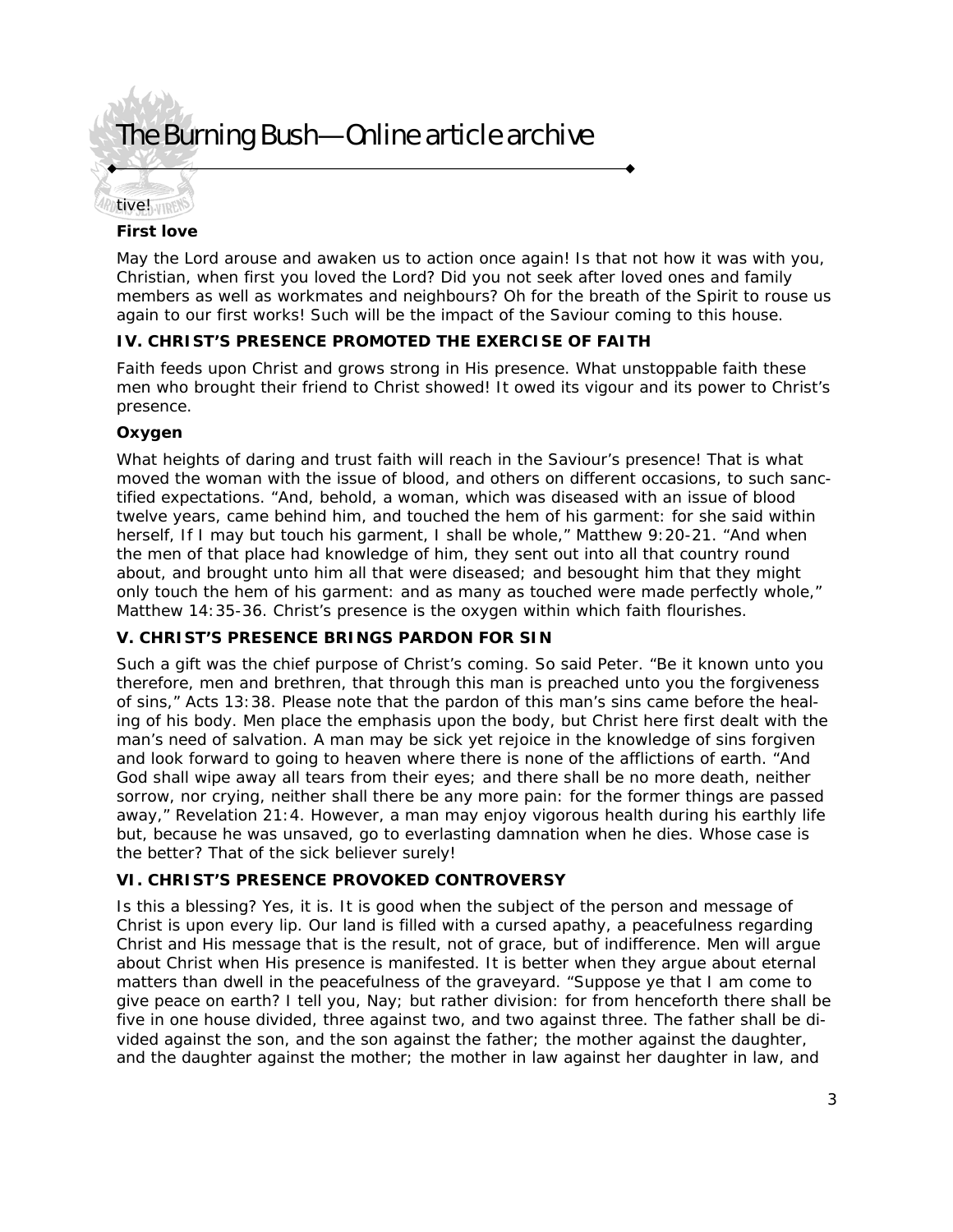tive!

### First love

May the Lord arouse and awaken us to action once again! Is that not how it was with you, Christian, when first you loved the Lord? Did you not seek after loved ones and family members as well as workmates and neighbours? Oh for the breath of the Spirit to rouse us again to our first works! Such will be the impact of the Saviour coming to this house.

## IV. CHRIST'S PRESENCE PROMOTED THE EXERCISE OF FAITH

Faith feeds upon Christ and grows strong in His presence. What unstoppable faith these men who brought their friend to Christ showed! It owed its vigour and its power to Christ's presence.

### Oxygen

What heights of daring and trust faith will reach in the Saviour's presence! That is what moved the woman with the issue of blood, and others on different occasions, to such sanctified expectations. "And, behold, a woman, which was diseased with an issue of blood twelve years, came behind him, and touched the hem of his garment: for she said within herself, If I may but touch his garment, I shall be whole," Matthew 9:20-21. "And when the men of that place had knowledge of him, they sent out into all that country round about, and brought unto him all that were diseased; and besought him that they might only touch the hem of his garment: and as many as touched were made perfectly whole," Matthew 14:35-36. Christ's presence is the oxygen within which faith flourishes.

## V. CHRIST'S PRESENCE BRINGS PARDON FOR SIN

Such a gift was the chief purpose of Christ's coming. So said Peter. "Be it known unto you therefore, men and brethren, that through this man is preached unto you the forgiveness of sins," Acts 13:38. Please note that the pardon of this man's sins came before the healing of his body. Men place the emphasis upon the body, but Christ here first dealt with the man's need of salvation. A man may be sick yet rejoice in the knowledge of sins forgiven and look forward to going to heaven where there is none of the afflictions of earth. "And God shall wipe away all tears from their eyes; and there shall be no more death, neither sorrow, nor crying, neither shall there be any more pain: for the former things are passed away," Revelation 21:4. However, a man may enjoy vigorous health during his earthly life but, because he was unsaved, go to everlasting damnation when he dies. Whose case is the better? That of the sick believer surely!

## VI. CHRIST'S PRESENCE PROVOKED CONTROVERSY

Is this a blessing? Yes, it is. It is good when the subject of the person and message of Christ is upon every lip. Our land is filled with a cursed apathy, a peacefulness regarding Christ and His message that is the result, not of grace, but of indifference. Men will argue about Christ when His presence is manifested. It is better when they argue about eternal matters than dwell in the peacefulness of the graveyard. "Suppose ye that I am come to give peace on earth? I tell you, Nay; but rather division: for from henceforth there shall be five in one house divided, three against two, and two against three. The father shall be divided against the son, and the son against the father; the mother against the daughter, and the daughter against the mother; the mother in law against her daughter in law, and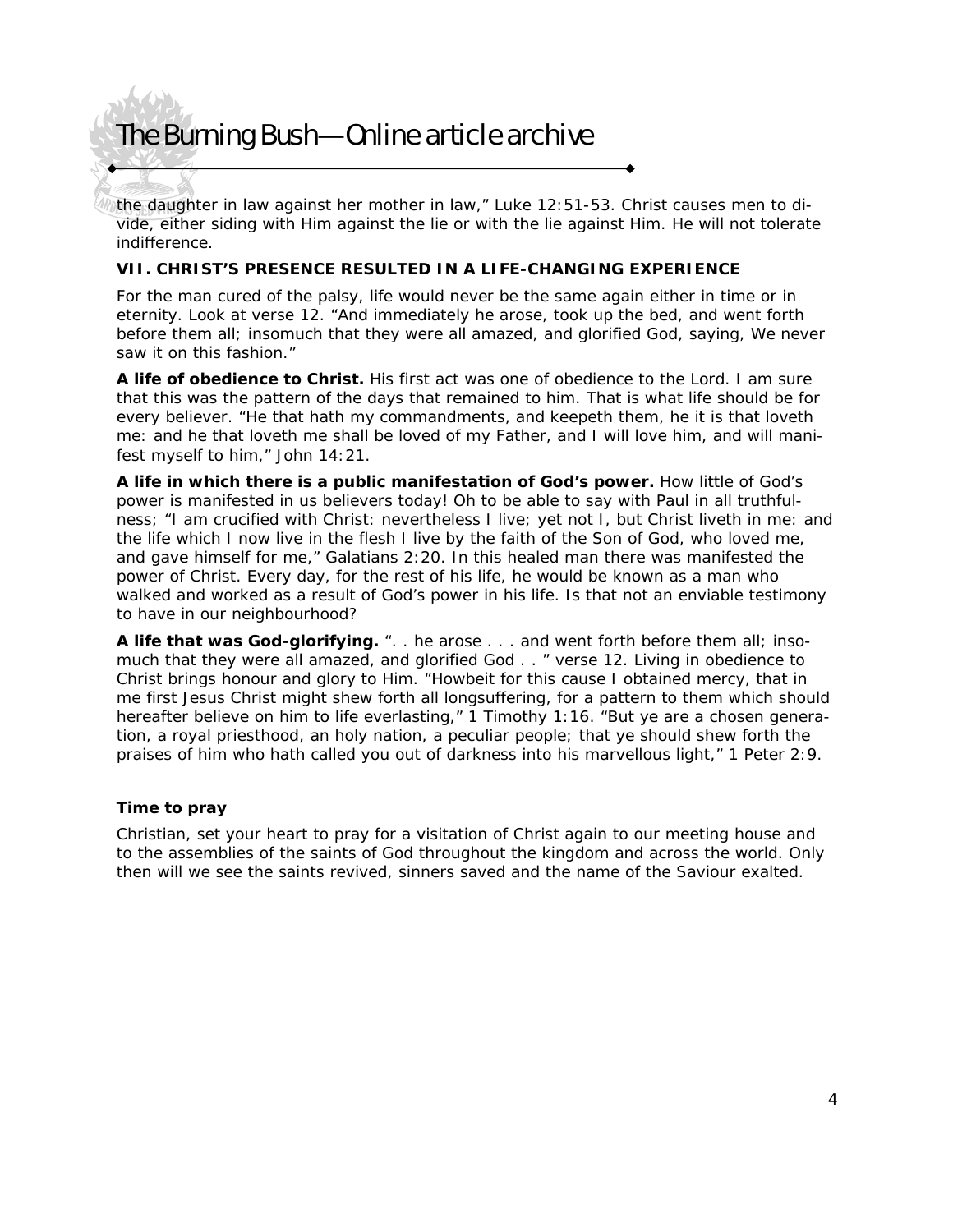the daughter in law against her mother in law," Luke 12:51-53. Christ causes men to divide, either siding with Him against the lie or with the lie against Him. He will not tolerate indifference.

**VII. CHRIST'S PRESENCE RESULTED IN A LIFE-CHANGING EXPERIENCE**

For the man cured of the palsy, life would never be the same again either in time or in eternity. Look at verse 12. "And immediately he arose, took up the bed, and went forth before them all; insomuch that they were all amazed, and glorified God, saying, We never saw it on this fashion."

**A life of obedience to Christ.** His first act was one of obedience to the Lord. I am sure that this was the pattern of the days that remained to him. That is what life should be for every believer. "He that hath my commandments, and keepeth them, he it is that loveth me: and he that loveth me shall be loved of my Father, and I will love him, and will manifest myself to him," John 14:21.

**A life in which there is a public manifestation of God's power.** How little of God's power is manifested in us believers today! Oh to be able to say with Paul in all truthfulness; "I am crucified with Christ: nevertheless I live; yet not I, but Christ liveth in me: and the life which I now live in the flesh I live by the faith of the Son of God, who loved me, and gave himself for me," Galatians 2:20. In this healed man there was manifested the power of Christ. Every day, for the rest of his life, he would be known as a man who walked and worked as a result of God's power in his life. Is that not an enviable testimony to have in our neighbourhood?

**A life that was God-glorifying.** ". . he arose . . . and went forth before them all; insomuch that they were all amazed, and glorified God . . " verse 12. Living in obedience to Christ brings honour and glory to Him. "Howbeit for this cause I obtained mercy, that in me first Jesus Christ might shew forth all longsuffering, for a pattern to them which should hereafter believe on him to life everlasting," 1 Timothy 1:16. "But ye are a chosen generation, a royal priesthood, an holy nation, a peculiar people; that ye should shew forth the praises of him who hath called you out of darkness into his marvellous light," 1 Peter 2:9.

**Time to pray**

Christian, set your heart to pray for a visitation of Christ again to our meeting house and to the assemblies of the saints of God throughout the kingdom and across the world. Only then will we see the saints revived, sinners saved and the name of the Saviour exalted.